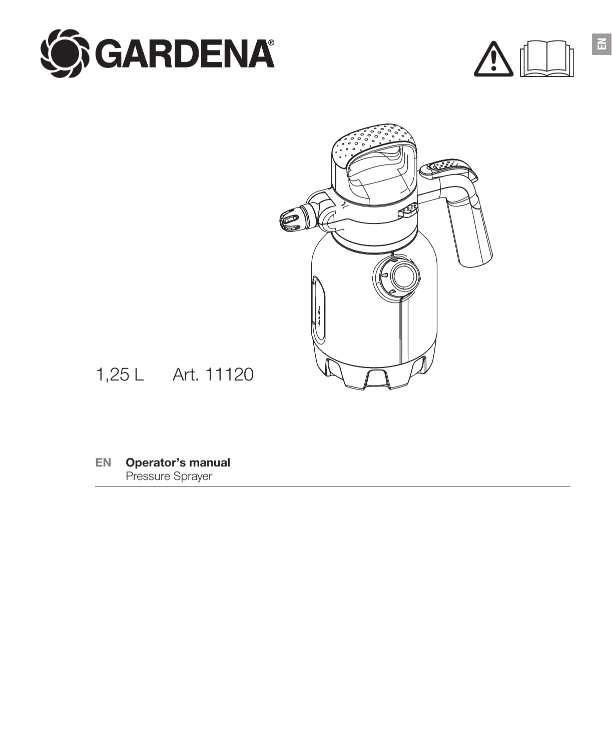GARDENA®

EN

1,25 L Art. 11120

**EN Operator's manual**
Pressure Sprayer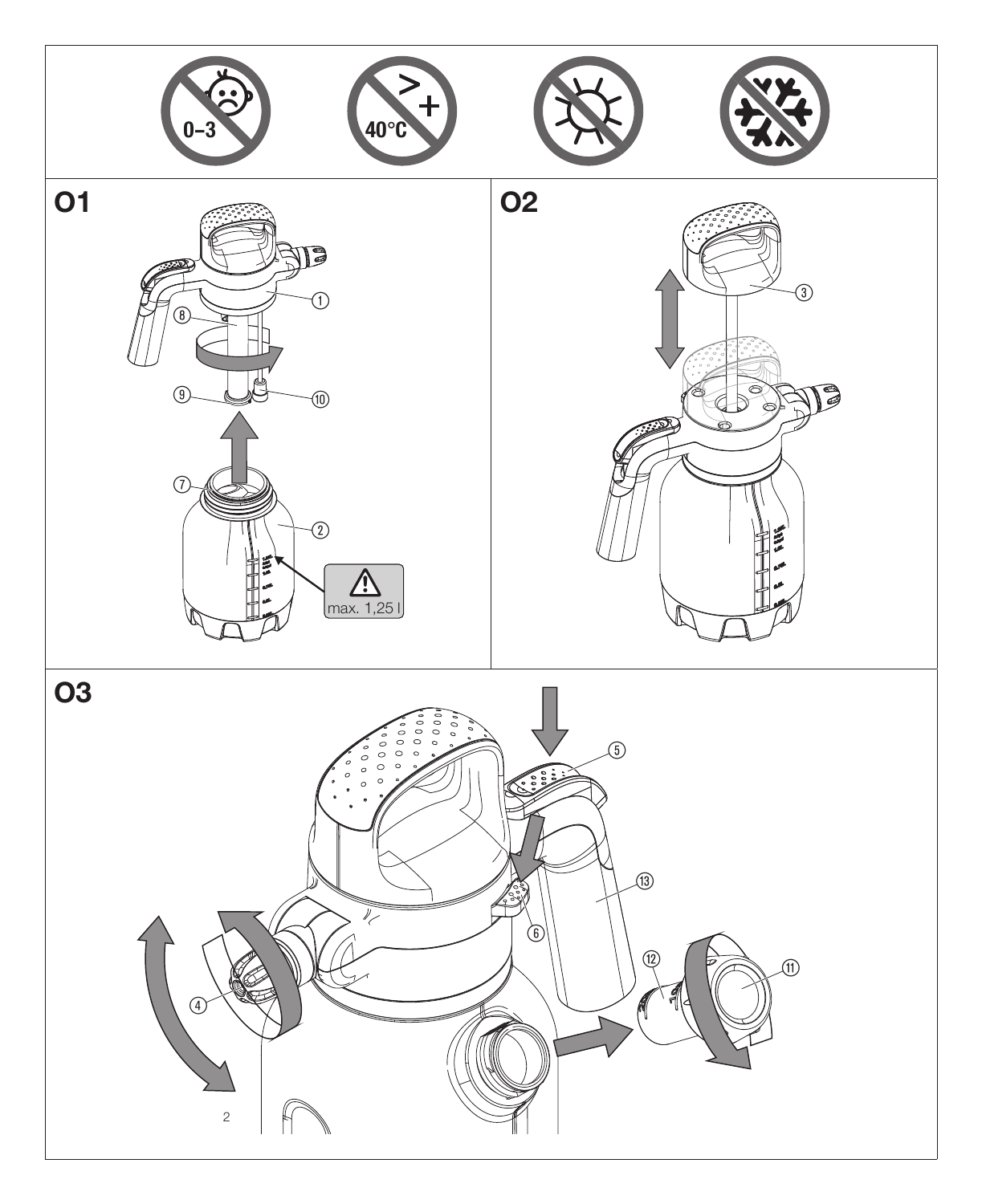0–3

40°C

**O1**

max. 1,25 l

**O2**

**O3**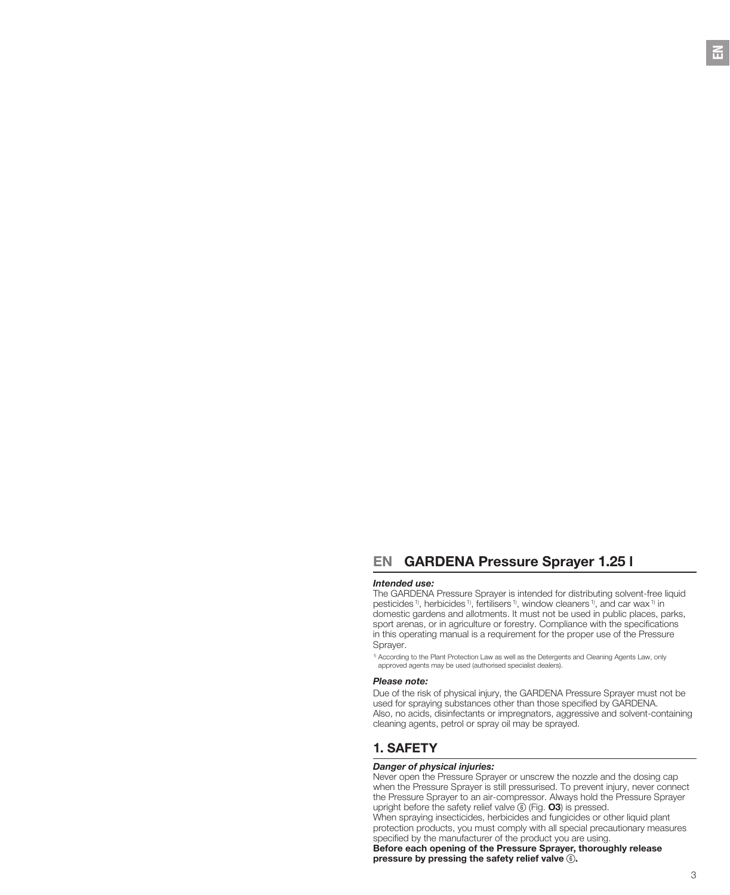## EN GARDENA Pressure Sprayer 1.25 l

***Intended use:***

The GARDENA Pressure Sprayer is intended for distributing solvent-free liquid pesticides [1)], herbicides [1)], fertilisers [1)], window cleaners [1)], and car wax [1)] in domestic gardens and allotments. It must not be used in public places, parks, sport arenas, or in agriculture or forestry. Compliance with the specifications in this operating manual is a requirement for the proper use of the Pressure Sprayer.

[1)] According to the Plant Protection Law as well as the Detergents and Cleaning Agents Law, only approved agents may be used (authorised specialist dealers).

***Please note:***

Due of the risk of physical injury, the GARDENA Pressure Sprayer must not be used for spraying substances other than those specified by GARDENA. Also, no acids, disinfectants or impregnators, aggressive and solvent-containing cleaning agents, petrol or spray oil may be sprayed.

## 1. SAFETY

***Danger of physical injuries:***

Never open the Pressure Sprayer or unscrew the nozzle and the dosing cap when the Pressure Sprayer is still pressurised. To prevent injury, never connect the Pressure Sprayer to an air-compressor. Always hold the Pressure Sprayer upright before the safety relief valve ⑥ (Fig. **O3**) is pressed.
When spraying insecticides, herbicides and fungicides or other liquid plant protection products, you must comply with all special precautionary measures specified by the manufacturer of the product you are using.
**Before each opening of the Pressure Sprayer, thoroughly release pressure by pressing the safety relief valve ⑥.**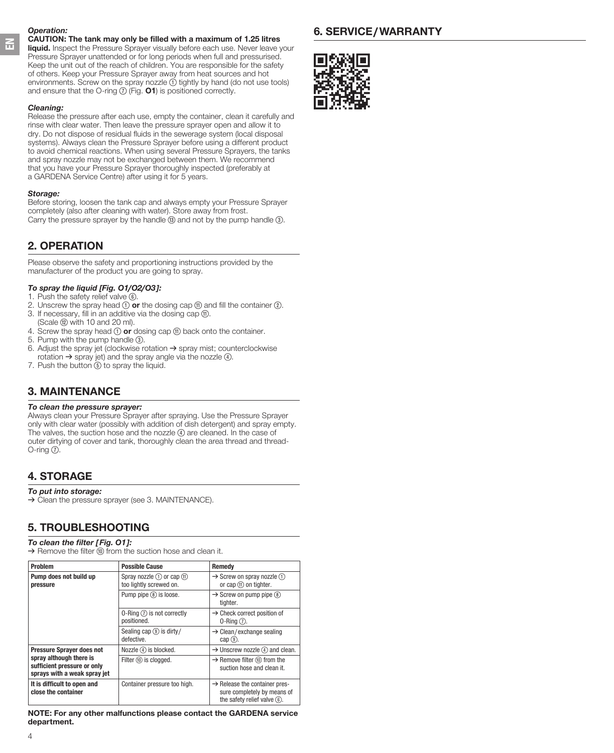*Operation:*

**CAUTION: The tank may only be filled with a maximum of 1.25 litres liquid.** Inspect the Pressure Sprayer visually before each use. Never leave your Pressure Sprayer unattended or for long periods when full and pressurised. Keep the unit out of the reach of children. You are responsible for the safety of others. Keep your Pressure Sprayer away from heat sources and hot environments. Screw on the spray nozzle ① tightly by hand (do not use tools) and ensure that the O-ring ⑦ (Fig. **O1**) is positioned correctly.

*Cleaning:*

Release the pressure after each use, empty the container, clean it carefully and rinse with clear water. Then leave the pressure sprayer open and allow it to dry. Do not dispose of residual fluids in the sewerage system (local disposal systems). Always clean the Pressure Sprayer before using a different product to avoid chemical reactions. When using several Pressure Sprayers, the tanks and spray nozzle may not be exchanged between them. We recommend that you have your Pressure Sprayer thoroughly inspected (preferably at a GARDENA Service Centre) after using it for 5 years.

*Storage:*

Before storing, loosen the tank cap and always empty your Pressure Sprayer completely (also after cleaning with water). Store away from frost. Carry the pressure sprayer by the handle ⑬ and not by the pump handle ③.

## 2. OPERATION

Please observe the safety and proportioning instructions provided by the manufacturer of the product you are going to spray.

*To spray the liquid [Fig. O1/O2/O3]:*

1. Push the safety relief valve ⑥.
2. Unscrew the spray head ① **or** the dosing cap ⑪ and fill the container ②.
3. If necessary, fill in an additive via the dosing cap ⑪. (Scale ⑫ with 10 and 20 ml).
4. Screw the spray head ① **or** dosing cap ⑪ back onto the container.
5. Pump with the pump handle ③.
6. Adjust the spray jet (clockwise rotation → spray mist; counterclockwise rotation → spray jet) and the spray angle via the nozzle ④.
7. Push the button ⑤ to spray the liquid.

## 3. MAINTENANCE

*To clean the pressure sprayer:*

Always clean your Pressure Sprayer after spraying. Use the Pressure Sprayer only with clear water (possibly with addition of dish detergent) and spray empty. The valves, the suction hose and the nozzle ④ are cleaned. In the case of outer dirtying of cover and tank, thoroughly clean the area thread and thread-O-ring ⑦.

## 4. STORAGE

*To put into storage:*

→ Clean the pressure sprayer (see 3. MAINTENANCE).

## 5. TROUBLESHOOTING

*To clean the filter [Fig. O1]:*

→ Remove the filter ⑩ from the suction hose and clean it.

| Problem | Possible Cause | Remedy |
|---|---|---|
| **Pump does not build up pressure** | Spray nozzle ① or cap ⑪ too lightly screwed on. | → Screw on spray nozzle ① or cap ⑪ on tighter. |
| | Pump pipe ⑧ is loose. | → Screw on pump pipe ⑧ tighter. |
| | O-Ring ⑦ is not correctly positioned. | → Check correct position of O-Ring ⑦. |
| | Sealing cap ⑨ is dirty/ defective. | → Clean/exchange sealing cap ⑨. |
| **Pressure Sprayer does not spray although there is sufficient pressure or only sprays with a weak spray jet** | Nozzle ④ is blocked. | → Unscrew nozzle ④ and clean. |
| | Filter ⑩ is clogged. | → Remove filter ⑩ from the suction hose and clean it. |
| **It is difficult to open and close the container** | Container pressure too high. | → Release the container pressure completely by means of the safety relief valve ⑥. |

**NOTE: For any other malfunctions please contact the GARDENA service department.**

## 6. SERVICE / WARRANTY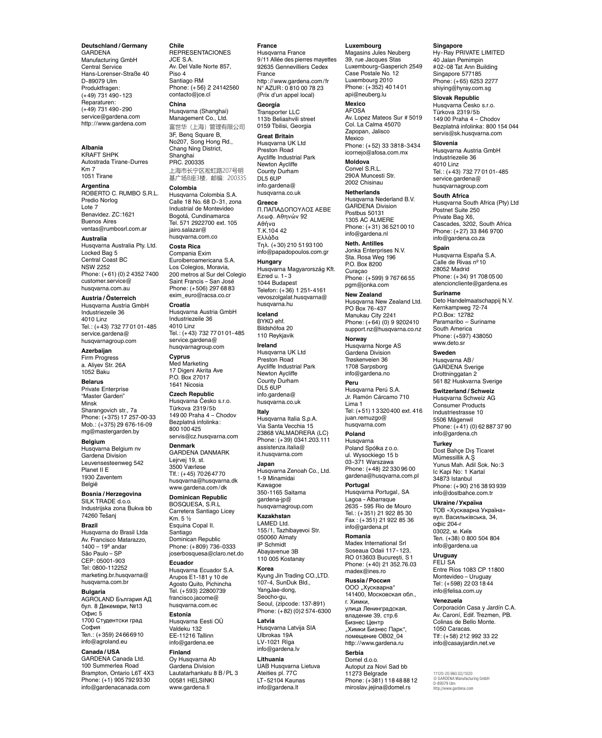**Deutschland / Germany**
GARDENA
Manufacturing GmbH
Central Service
Hans-Lorenser-Straße 40
D-89079 Ulm
Produktfragen:
(+49) 731 490-123
Reparaturen:
(+49) 731 490-290
service@gardena.com
http://www.gardena.com

**Albania**
KRAFT SHPK
Autostrada Tirane-Durres
Km 7
1051 Tirane

**Argentina**
ROBERTO C. RUMBO S.R.L.
Predio Norlog
Lote 7
Benavidez. ZC:1621
Buenos Aires
ventas@rumbosrl.com.ar

**Australia**
Husqvarna Australia Pty. Ltd.
Locked Bag 5
Central Coast BC
NSW 2252
Phone: (+61) (0) 2 4352 7400
customer.service@
husqvarna.com.au

**Austria / Österreich**
Husqvarna Austria GmbH
Industriezeile 36
4010 Linz
Tel.: (+43) 732 77 01 01-485
service.gardena@
husqvarnagroup.com

**Azerbaijan**
Firm Progress
a. Aliyev Str. 26A
1052 Baku

**Belarus**
Private Enterprise
"Master Garden"
Minsk
Sharangovich str., 7a
Phone: (+375) 17 257-00-33
Mob.: (+375) 29 676-16-09
mg@mastergarden.by

**Belgium**
Husqvarna Belgium nv
Gardena Division
Leuvensesteenweg 542
Planet II E
1930 Zaventem
België

**Bosnia / Herzegovina**
SILK TRADE d.o.o.
Industrijska zona Bukva bb
74260 Tešanj

**Brazil**
Husqvarna do Brasil Ltda
Av. Francisco Matarazzo,
1400 – 19º andar
São Paulo – SP
CEP: 05001-903
Tel: 0800-112252
marketing.br.husqvarna@
husqvarna.com.br

**Bulgaria**
AGROLAND България АД
бул. 8 Декември, №13
Офис 5
1700 Студентски град
София
Тел.: (+359) 24 66 69 10
info@agroland.eu

**Canada / USA**
GARDENA Canada Ltd.
100 Summerlea Road
Brampton, Ontario L6T 4X3
Phone: (+1) 905 792 93 30
info@gardenacanada.com

**Chile**
REPRESENTACIONES
JCE S.A.
Av. Del Valle Norte 857,
Piso 4
Santiago RM
Phone: (+56) 2 24142560
contacto@jce.cl

**China**
Husqvarna (Shanghai)
Management Co., Ltd.
富世华（上海）管理有限公司
3F, Benq Square B,
No207, Song Hong Rd.,
Chang Ning District,
Shanghai
PRC. 200335
上海市长宁区淞虹路207号明基广场B座3楼，邮编：200335

**Colombia**
Husqvarna Colombia S.A.
Calle 18 No. 68 D-31, zona
Industrial de Montevideo
Bogotá, Cundinamarca
Tel. 571 2922700 ext. 105
jairo.salazar@
husqvarna.com.co

**Costa Rica**
Compania Exim
Euroiberoamericana S.A.
Los Colegios, Moravia,
200 metros al Sur del Colegio
Saint Francis – San José
Phone: (+506) 297 68 83
exim_euro@racsa.co.cr

**Croatia**
Husqvarna Austria GmbH
Industriezeile 36
4010 Linz
Tel.: (+43) 732 77 01 01-485
service.gardena@
husqvarnagroup.com

**Cyprus**
Med Marketing
17 Digeni Akrita Ave
P.O. Box 27017
1641 Nicosia

**Czech Republic**
Husqvarna Česko s.r.o.
Türkova 2319/5b
149 00 Praha 4 – Chodov
Bezplatná infolinka:
800 100 425
servis@cz.husqvarna.com

**Denmark**
GARDENA DANMARK
Lejrvej 19, st.
3500 Værløse
Tlf.: (+45) 70 26 47 70
husqvarna@husqvarna.dk
www.gardena.com/dk

**Dominican Republic**
BOSQUESA, S.R.L
Carretera Santiago Licey
Km. 5 ½
Esquina Copal II.
Santiago
Dominican Republic
Phone: (+809) 736-0333
joserbosquesa@claro.net.do

**Ecuador**
Husqvarna Ecuador S.A.
Arupos E1-181 y 10 de
Agosto Quito, Pichincha
Tel. (+593) 22800739
francisco.jacome@
husqvarna.com.ec

**Estonia**
Husqvarna Eesti OÜ
Valdeku 132
EE-11216 Tallinn
info@gardena.ee

**Finland**
Oy Husqvarna Ab
Gardena Division
Lautatarhankatu 8 B / PL 3
00581 HELSINKI
www.gardena.fi

**France**
Husqvarna France
9/11 Allée des pierres mayettes
92635 Gennevilliers Cedex
France
http://www.gardena.com/fr
N° AZUR: 0 810 00 78 23
(Prix d'un appel local)

**Georgia**
Transporter LLC
113b Beliashvili street
0159 Tbilisi, Georgia

**Great Britain**
Husqvarna UK Ltd
Preston Road
Aycliffe Industrial Park
Newton Aycliffe
County Durham
DL5 6UP
info.gardena@
husqvarna.co.uk

**Greece**
Π. ΠΑΠΑΔΟΠΟΥΛΟΣ ΑΕΒΕ
Λεωφ. Αθηνών 92
Αθήνα
Τ.Κ.104 42
Ελλάδα
Τηλ. (+30) 210 51 93 100
info@papadopoulos.com.gr

**Hungary**
Husqvarna Magyarország Kft.
Ezred u. 1-3
1044 Budapest
Telefon: (+36) 1 251-4161
vevoszolgalat.husqvarna@
husqvarna.hu

**Iceland**
BYKO ehf.
Bildshöfoa 20
110 Reykjavik

**Ireland**
Husqvarna UK Ltd
Preston Road
Aycliffe Industrial Park
Newton Aycliffe
County Durham
DL5 6UP
info.gardena@
husqvarna.co.uk

**Italy**
Husqvarna Italia S.p.A.
Via Santa Vecchia 15
23868 VALMADRERA (LC)
Phone: (+39) 0341.203.111
assistenza.italia@
it.husqvarna.com

**Japan**
Husqvarna Zenoah Co., Ltd.
1-9 Minamidai
Kawagoe
350-1165 Saitama
gardena-jp@
husqvarnagroup.com

**Kazakhstan**
LAMED Ltd.
155/1, Tazhibayevoi Str.
050060 Almaty
IP Schmidt
Abayavenue 3B
110 005 Kostanay

**Korea**
Kyung Jin Trading CO.,LTD.
107-4, SunDuk Bld.,
YangJae-dong,
Seocho-gu,
Seoul, (zipcode: 137-891)
Phone: (+82) (0)2 574-6300

**Latvia**
Husqvarna Latvija SIA
Ulbrokas 19A
LV-1021 Rīga
info@gardena.lv

**Lithuania**
UAB Husqvarna Lietuva
Ateities pl. 77C
LT-52104 Kaunas
info@gardena.lt

**Luxembourg**
Magasins Jules Neuberg
39, rue Jacques Stas
Luxembourg-Gasperich 2549
Case Postale No. 12
Luxembourg 2010
Phone: (+352) 40 14 01
api@neuberg.lu

**Mexico**
AFOSA
Av. Lopez Mateos Sur # 5019
Col. La Calma 45070
Zapopan, Jalisco
Mexico
Phone: (+52) 33 3818-3434
icornejo@afosa.com.mx

**Moldova**
Convel S.R.L.
290A Muncesti Str.
2002 Chisinau

**Netherlands**
Husqvarna Nederland B.V.
GARDENA Division
Postbus 50131
1305 AC ALMERE
Phone: (+31) 36 521 00 10
info@gardena.nl

**Neth. Antilles**
Jonka Enterprises N.V.
Sta. Rosa Weg 196
P.O. Box 8200
Curaçao
Phone: (+599) 9 767 66 55
pgm@jonka.com

**New Zealand**
Husqvarna New Zealand Ltd.
PO Box 76-437
Manukau City 2241
Phone: (+64) (0) 9 9202410
support.nz@husqvarna.co.nz

**Norway**
Husqvarna Norge AS
Gardena Division
Trøskenveien 36
1708 Sarpsborg
info@gardena.no

**Peru**
Husqvarna Perú S.A.
Jr. Ramón Cárcamo 710
Lima 1
Tel: (+51) 1 3320 400 ext. 416
juan.remuzgo@
husqvarna.com

**Poland**
Husqvarna
Poland Spółka z o.o.
ul. Wysockiego 15 b
03-371 Warszawa
Phone: (+48) 22 330 96 00
gardena@husqvarna.com.pl

**Portugal**
Husqvarna Portugal, SA
Lagoa - Albarraque
2635 - 595 Rio de Mouro
Tel.: (+351) 21 922 85 30
Fax : (+351) 21 922 85 36
info@gardena.pt

**Romania**
Madex International Srl
Soseaua Odaii 117-123,
RO 013603 Bucureşti, S 1
Phone: (+40) 21 352.76.03
madex@ines.ro

**Russia / Россия**
ООО „Хускварна"
141400, Московская обл.,
г. Химки,
улица Ленинградская,
владение 39, стр.6
Бизнес Центр
„Химки Бизнес Парк",
помещение ОВ02_04
http://www.gardena.ru

**Serbia**
Domel d.o.o.
Autoput za Novi Sad bb
11273 Belgrade
Phone: (+381) 1 18 48 88 12
miroslav.jejina@domel.rs

**Singapore**
Hy-Ray PRIVATE LIMITED
40 Jalan Pemimpin
# 02-08 Tat Ann Building
Singapore 577185
Phone: (+65) 6253 2277
shiying@hyray.com.sg

**Slovak Republic**
Husqvarna Česko s.r.o.
Türkova 2319/5b
149 00 Praha 4 – Chodov
Bezplatná infolinka: 800 154 044
servis@sk.husqvarna.com

**Slovenia**
Husqvarna Austria GmbH
Industriezeile 36
4010 Linz
Tel.: (+43) 732 77 01 01-485
service.gardena@
husqvarnagroup.com

**South Africa**
Husqvarna South Africa (Pty) Ltd
Postnet Suite 250
Private Bag X6,
Cascades, 3202, South Africa
Phone: (+27) 33 846 9700
info@gardena.co.za

**Spain**
Husqvarna España S.A.
Calle de Rivas nº 10
28052 Madrid
Phone: (+34) 91 708 05 00
atencioncliente@gardena.es

**Suriname**
Deto Handelmaatschappij N.V.
Kernkampweg 72-74
P.O.Box: 12782
Paramaribo – Suriname
South America
Phone: (+597) 438050
www.deto.sr

**Sweden**
Husqvarna AB /
GARDENA Sverige
Drottninggatan 2
561 82 Huskvarna Sverige

**Switzerland / Schweiz**
Husqvarna Schweiz AG
Consumer Products
Industriestrasse 10
5506 Mägenwil
Phone: (+41) (0) 62 887 37 90
info@gardena.ch

**Turkey**
Dost Bahçe Dış Ticaret
Mümessillik A.Ş
Yunus Mah. Adil Sok. No:3
Ic Kapi No: 1 Kartal
34873 Istanbul
Phone: (+90) 216 38 93 939
info@dostbahce.com.tr

**Ukraine / Україна**
ТОВ «Хускварна Україна»
вул. Васильківська, 34,
офіс 204-г
03022, м. Київ
Тел. (+38) 0 800 504 804
info@gardena.ua

**Uruguay**
FELI SA
Entre Ríos 1083 CP 11800
Montevideo – Uruguay
Tel: (+598) 22 03 18 44
info@felisa.com.uy

**Venezuela**
Corporación Casa y Jardín C.A.
Av. Caroní, Edif. Trezmen, PB.
Colinas de Bello Monte.
1050 Caracas.
Tlf: (+58) 212 992 33 22
info@casayjardin.net.ve

11120-20.960.02/1020
© GARDENA Manufacturing GmbH
D-89079 Ulm
http://www.gardena.com